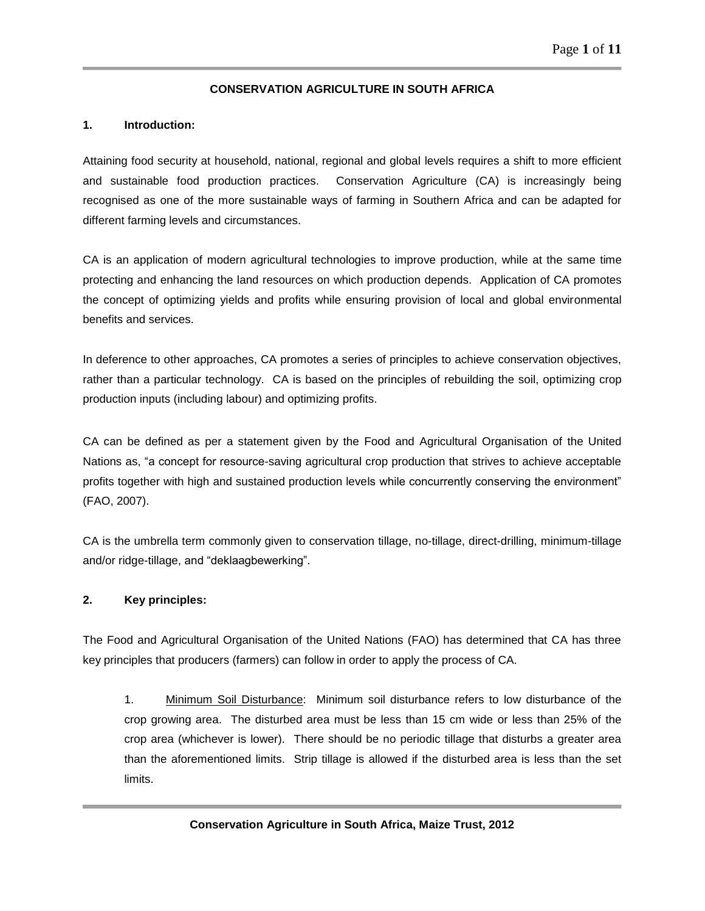# CONSERVATION AGRICULTURE IN SOUTH AFRICA

## 1. Introduction:

Attaining food security at household, national, regional and global levels requires a shift to more efficient and sustainable food production practices. Conservation Agriculture (CA) is increasingly being recognised as one of the more sustainable ways of farming in Southern Africa and can be adapted for different farming levels and circumstances.

CA is an application of modern agricultural technologies to improve production, while at the same time protecting and enhancing the land resources on which production depends. Application of CA promotes the concept of optimizing yields and profits while ensuring provision of local and global environmental benefits and services.

In deference to other approaches, CA promotes a series of principles to achieve conservation objectives, rather than a particular technology. CA is based on the principles of rebuilding the soil, optimizing crop production inputs (including labour) and optimizing profits.

CA can be defined as per a statement given by the Food and Agricultural Organisation of the United Nations as, "a concept for resource-saving agricultural crop production that strives to achieve acceptable profits together with high and sustained production levels while concurrently conserving the environment" (FAO, 2007).

CA is the umbrella term commonly given to conservation tillage, no-tillage, direct-drilling, minimum-tillage and/or ridge-tillage, and "deklaagbewerking".

## 2. Key principles:

The Food and Agricultural Organisation of the United Nations (FAO) has determined that CA has three key principles that producers (farmers) can follow in order to apply the process of CA.

1. Minimum Soil Disturbance: Minimum soil disturbance refers to low disturbance of the crop growing area. The disturbed area must be less than 15 cm wide or less than 25% of the crop area (whichever is lower). There should be no periodic tillage that disturbs a greater area than the aforementioned limits. Strip tillage is allowed if the disturbed area is less than the set limits.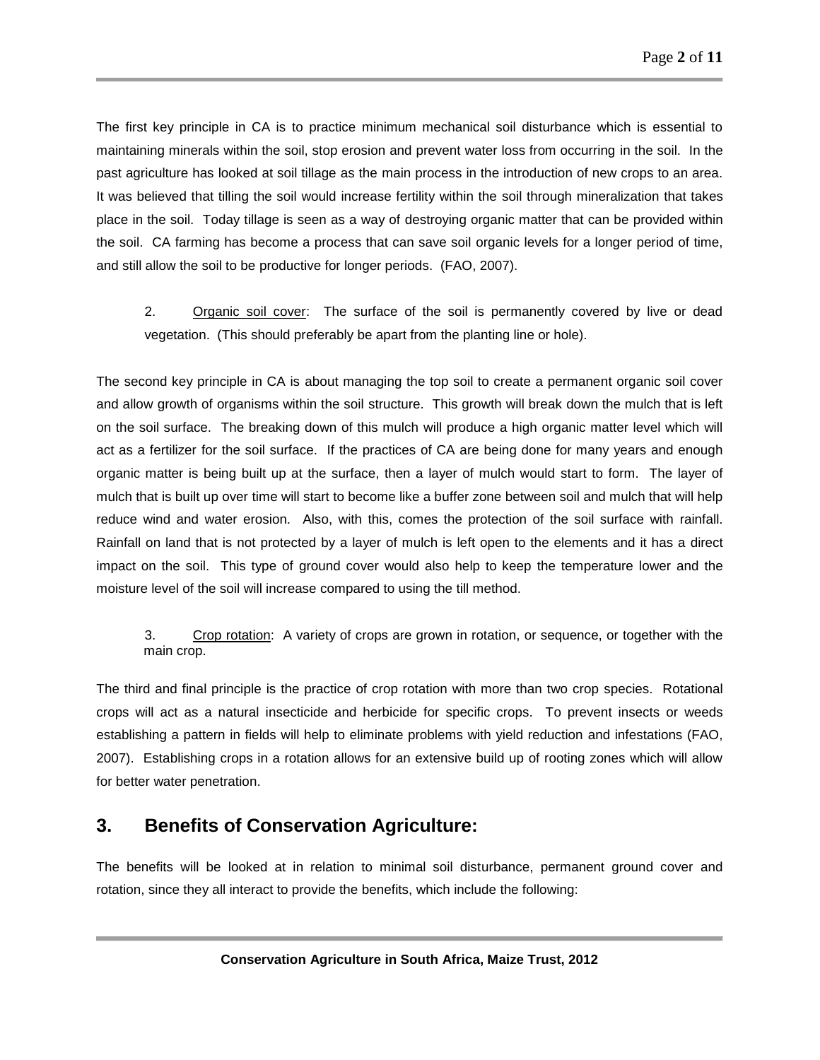The first key principle in CA is to practice minimum mechanical soil disturbance which is essential to maintaining minerals within the soil, stop erosion and prevent water loss from occurring in the soil. In the past agriculture has looked at soil tillage as the main process in the introduction of new crops to an area. It was believed that tilling the soil would increase fertility within the soil through mineralization that takes place in the soil. Today tillage is seen as a way of destroying organic matter that can be provided within the soil. CA farming has become a process that can save soil organic levels for a longer period of time, and still allow the soil to be productive for longer periods. (FAO, 2007).

2. Organic soil cover: The surface of the soil is permanently covered by live or dead vegetation. (This should preferably be apart from the planting line or hole).

The second key principle in CA is about managing the top soil to create a permanent organic soil cover and allow growth of organisms within the soil structure. This growth will break down the mulch that is left on the soil surface. The breaking down of this mulch will produce a high organic matter level which will act as a fertilizer for the soil surface. If the practices of CA are being done for many years and enough organic matter is being built up at the surface, then a layer of mulch would start to form. The layer of mulch that is built up over time will start to become like a buffer zone between soil and mulch that will help reduce wind and water erosion. Also, with this, comes the protection of the soil surface with rainfall. Rainfall on land that is not protected by a layer of mulch is left open to the elements and it has a direct impact on the soil. This type of ground cover would also help to keep the temperature lower and the moisture level of the soil will increase compared to using the till method.

3. Crop rotation: A variety of crops are grown in rotation, or sequence, or together with the main crop.

The third and final principle is the practice of crop rotation with more than two crop species. Rotational crops will act as a natural insecticide and herbicide for specific crops. To prevent insects or weeds establishing a pattern in fields will help to eliminate problems with yield reduction and infestations (FAO, 2007). Establishing crops in a rotation allows for an extensive build up of rooting zones which will allow for better water penetration.

## 3. Benefits of Conservation Agriculture:

The benefits will be looked at in relation to minimal soil disturbance, permanent ground cover and rotation, since they all interact to provide the benefits, which include the following: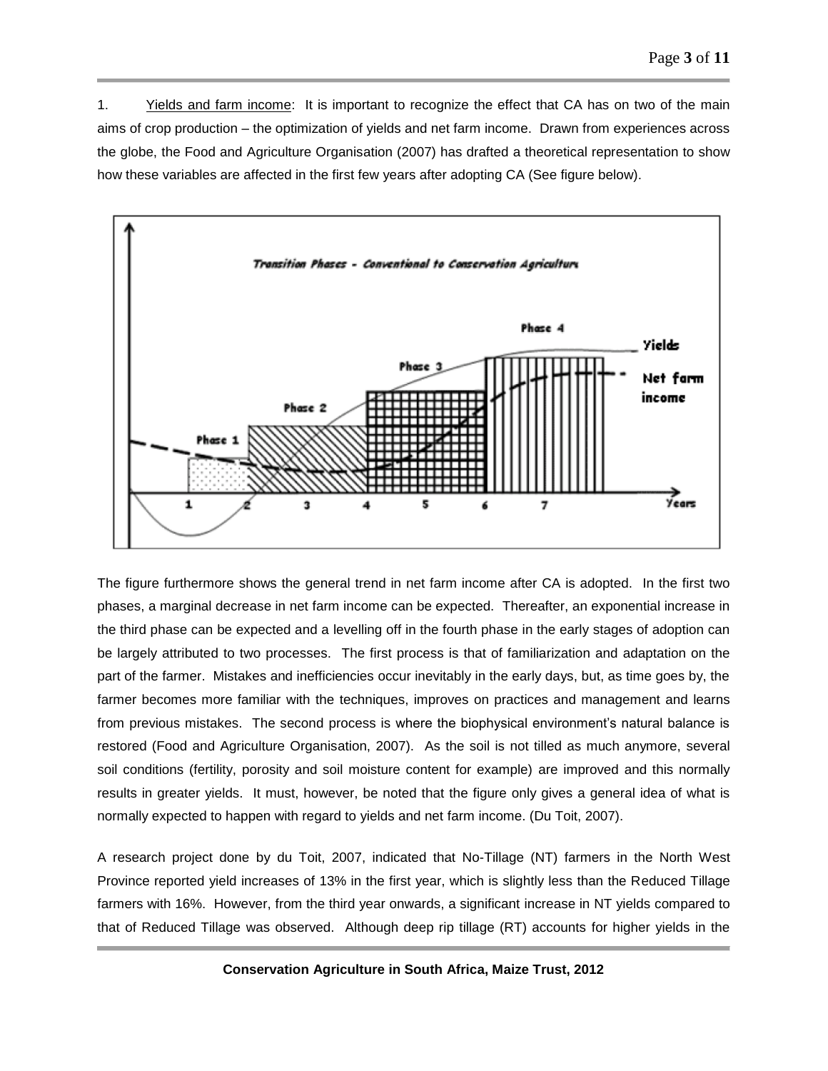1. Yields and farm income: It is important to recognize the effect that CA has on two of the main aims of crop production – the optimization of yields and net farm income. Drawn from experiences across the globe, the Food and Agriculture Organisation (2007) has drafted a theoretical representation to show how these variables are affected in the first few years after adopting CA (See figure below).

The figure furthermore shows the general trend in net farm income after CA is adopted. In the first two phases, a marginal decrease in net farm income can be expected. Thereafter, an exponential increase in the third phase can be expected and a levelling off in the fourth phase in the early stages of adoption can be largely attributed to two processes. The first process is that of familiarization and adaptation on the part of the farmer. Mistakes and inefficiencies occur inevitably in the early days, but, as time goes by, the farmer becomes more familiar with the techniques, improves on practices and management and learns from previous mistakes. The second process is where the biophysical environment's natural balance is restored (Food and Agriculture Organisation, 2007). As the soil is not tilled as much anymore, several soil conditions (fertility, porosity and soil moisture content for example) are improved and this normally results in greater yields. It must, however, be noted that the figure only gives a general idea of what is normally expected to happen with regard to yields and net farm income. (Du Toit, 2007).

A research project done by du Toit, 2007, indicated that No-Tillage (NT) farmers in the North West Province reported yield increases of 13% in the first year, which is slightly less than the Reduced Tillage farmers with 16%. However, from the third year onwards, a significant increase in NT yields compared to that of Reduced Tillage was observed. Although deep rip tillage (RT) accounts for higher yields in the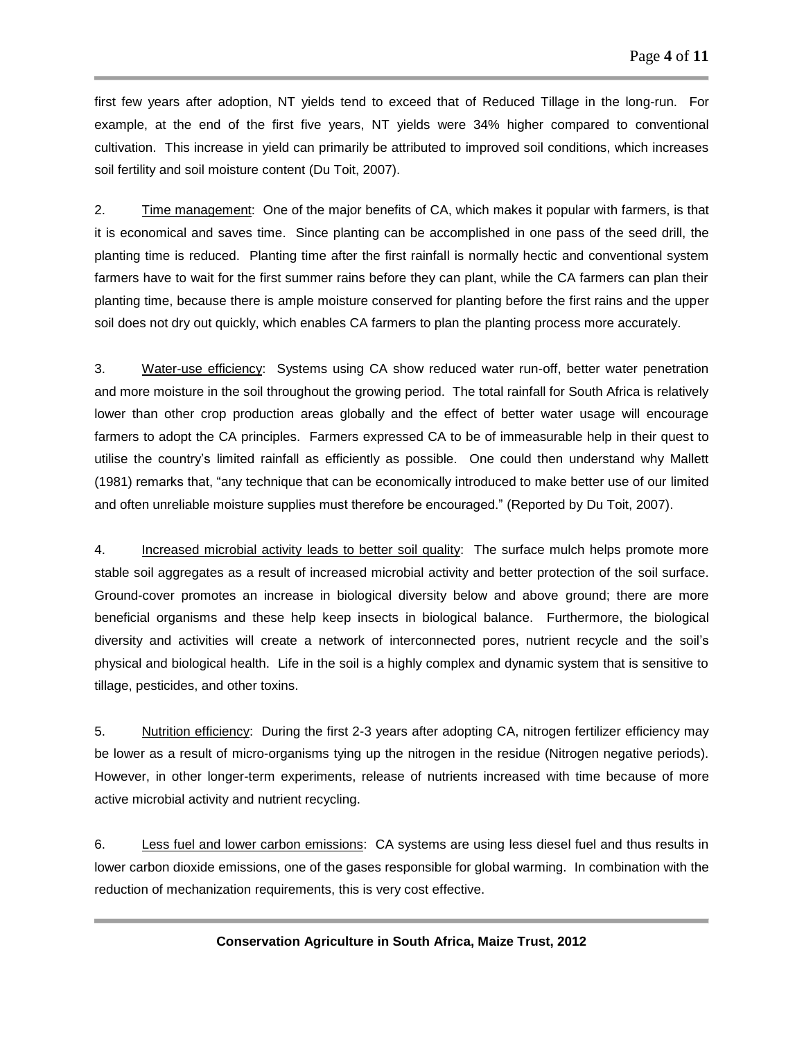first few years after adoption, NT yields tend to exceed that of Reduced Tillage in the long-run. For example, at the end of the first five years, NT yields were 34% higher compared to conventional cultivation. This increase in yield can primarily be attributed to improved soil conditions, which increases soil fertility and soil moisture content (Du Toit, 2007).

2. Time management: One of the major benefits of CA, which makes it popular with farmers, is that it is economical and saves time. Since planting can be accomplished in one pass of the seed drill, the planting time is reduced. Planting time after the first rainfall is normally hectic and conventional system farmers have to wait for the first summer rains before they can plant, while the CA farmers can plan their planting time, because there is ample moisture conserved for planting before the first rains and the upper soil does not dry out quickly, which enables CA farmers to plan the planting process more accurately.

3. Water-use efficiency: Systems using CA show reduced water run-off, better water penetration and more moisture in the soil throughout the growing period. The total rainfall for South Africa is relatively lower than other crop production areas globally and the effect of better water usage will encourage farmers to adopt the CA principles. Farmers expressed CA to be of immeasurable help in their quest to utilise the country's limited rainfall as efficiently as possible. One could then understand why Mallett (1981) remarks that, "any technique that can be economically introduced to make better use of our limited and often unreliable moisture supplies must therefore be encouraged." (Reported by Du Toit, 2007).

4. Increased microbial activity leads to better soil quality: The surface mulch helps promote more stable soil aggregates as a result of increased microbial activity and better protection of the soil surface. Ground-cover promotes an increase in biological diversity below and above ground; there are more beneficial organisms and these help keep insects in biological balance. Furthermore, the biological diversity and activities will create a network of interconnected pores, nutrient recycle and the soil's physical and biological health. Life in the soil is a highly complex and dynamic system that is sensitive to tillage, pesticides, and other toxins.

5. Nutrition efficiency: During the first 2-3 years after adopting CA, nitrogen fertilizer efficiency may be lower as a result of micro-organisms tying up the nitrogen in the residue (Nitrogen negative periods). However, in other longer-term experiments, release of nutrients increased with time because of more active microbial activity and nutrient recycling.

6. Less fuel and lower carbon emissions: CA systems are using less diesel fuel and thus results in lower carbon dioxide emissions, one of the gases responsible for global warming. In combination with the reduction of mechanization requirements, this is very cost effective.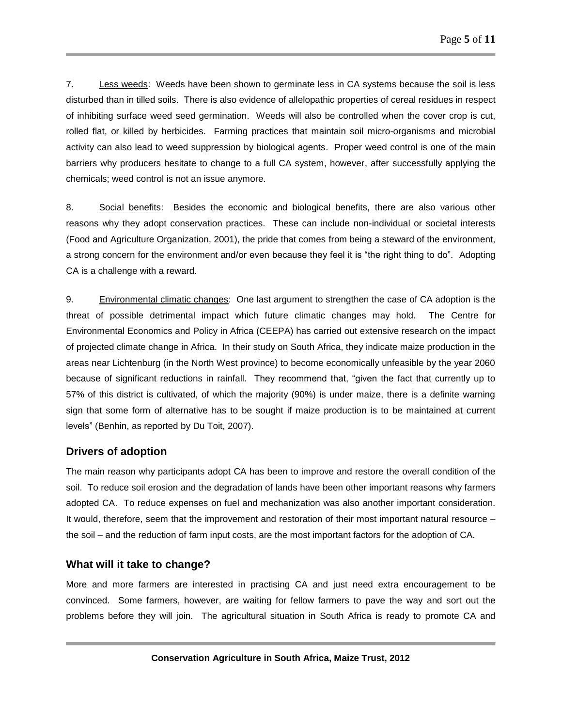7. <u>Less weeds</u>: Weeds have been shown to germinate less in CA systems because the soil is less disturbed than in tilled soils. There is also evidence of allelopathic properties of cereal residues in respect of inhibiting surface weed seed germination. Weeds will also be controlled when the cover crop is cut, rolled flat, or killed by herbicides. Farming practices that maintain soil micro-organisms and microbial activity can also lead to weed suppression by biological agents. Proper weed control is one of the main barriers why producers hesitate to change to a full CA system, however, after successfully applying the chemicals; weed control is not an issue anymore.

8. <u>Social benefits</u>: Besides the economic and biological benefits, there are also various other reasons why they adopt conservation practices. These can include non-individual or societal interests (Food and Agriculture Organization, 2001), the pride that comes from being a steward of the environment, a strong concern for the environment and/or even because they feel it is "the right thing to do". Adopting CA is a challenge with a reward.

9. <u>Environmental climatic changes</u>: One last argument to strengthen the case of CA adoption is the threat of possible detrimental impact which future climatic changes may hold. The Centre for Environmental Economics and Policy in Africa (CEEPA) has carried out extensive research on the impact of projected climate change in Africa. In their study on South Africa, they indicate maize production in the areas near Lichtenburg (in the North West province) to become economically unfeasible by the year 2060 because of significant reductions in rainfall. They recommend that, "given the fact that currently up to 57% of this district is cultivated, of which the majority (90%) is under maize, there is a definite warning sign that some form of alternative has to be sought if maize production is to be maintained at current levels" (Benhin, as reported by Du Toit, 2007).

## Drivers of adoption

The main reason why participants adopt CA has been to improve and restore the overall condition of the soil. To reduce soil erosion and the degradation of lands have been other important reasons why farmers adopted CA. To reduce expenses on fuel and mechanization was also another important consideration. It would, therefore, seem that the improvement and restoration of their most important natural resource – the soil – and the reduction of farm input costs, are the most important factors for the adoption of CA.

## What will it take to change?

More and more farmers are interested in practising CA and just need extra encouragement to be convinced. Some farmers, however, are waiting for fellow farmers to pave the way and sort out the problems before they will join. The agricultural situation in South Africa is ready to promote CA and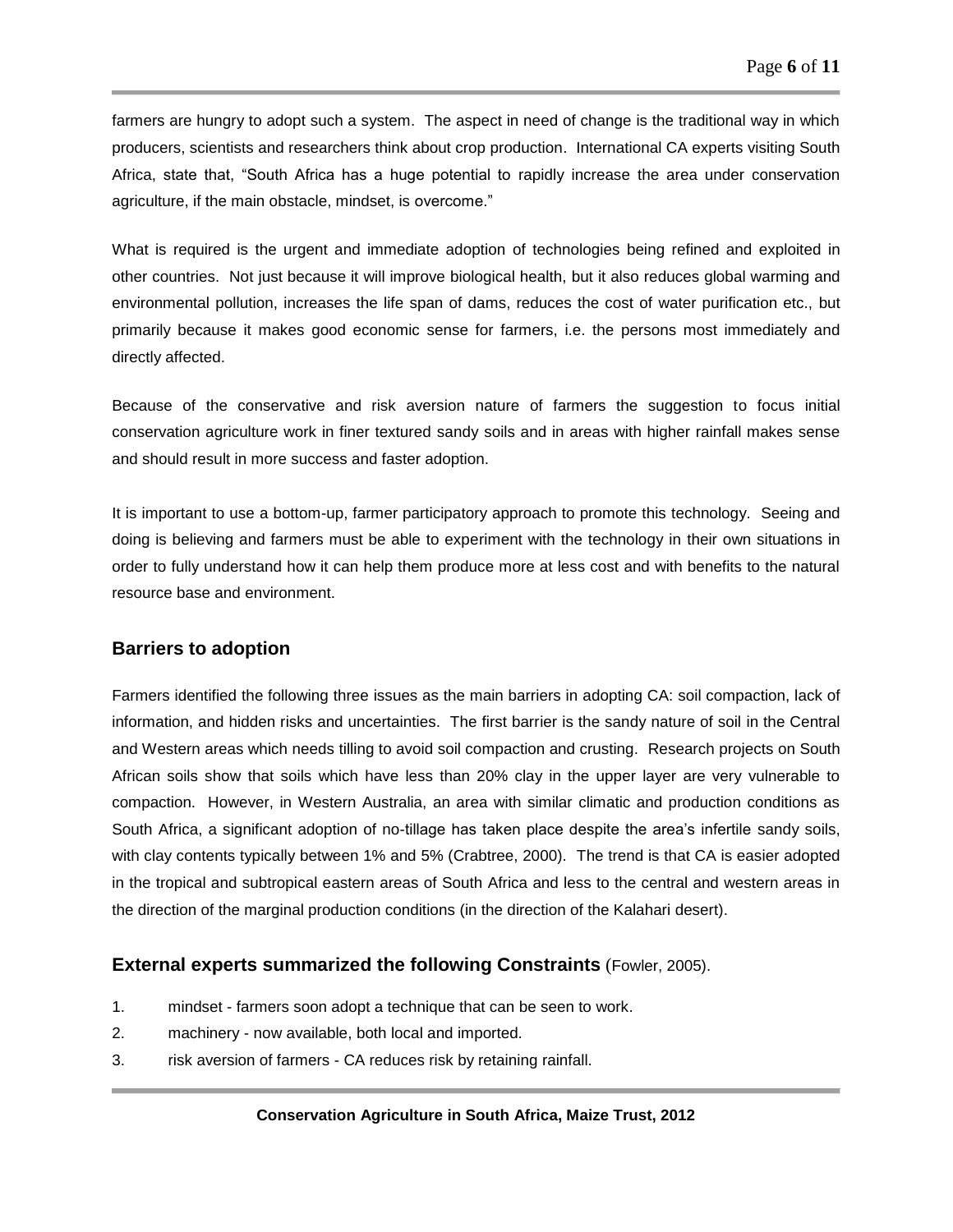farmers are hungry to adopt such a system. The aspect in need of change is the traditional way in which producers, scientists and researchers think about crop production. International CA experts visiting South Africa, state that, "South Africa has a huge potential to rapidly increase the area under conservation agriculture, if the main obstacle, mindset, is overcome."

What is required is the urgent and immediate adoption of technologies being refined and exploited in other countries. Not just because it will improve biological health, but it also reduces global warming and environmental pollution, increases the life span of dams, reduces the cost of water purification etc., but primarily because it makes good economic sense for farmers, i.e. the persons most immediately and directly affected.

Because of the conservative and risk aversion nature of farmers the suggestion to focus initial conservation agriculture work in finer textured sandy soils and in areas with higher rainfall makes sense and should result in more success and faster adoption.

It is important to use a bottom-up, farmer participatory approach to promote this technology. Seeing and doing is believing and farmers must be able to experiment with the technology in their own situations in order to fully understand how it can help them produce more at less cost and with benefits to the natural resource base and environment.

## Barriers to adoption

Farmers identified the following three issues as the main barriers in adopting CA: soil compaction, lack of information, and hidden risks and uncertainties. The first barrier is the sandy nature of soil in the Central and Western areas which needs tilling to avoid soil compaction and crusting. Research projects on South African soils show that soils which have less than 20% clay in the upper layer are very vulnerable to compaction. However, in Western Australia, an area with similar climatic and production conditions as South Africa, a significant adoption of no-tillage has taken place despite the area's infertile sandy soils, with clay contents typically between 1% and 5% (Crabtree, 2000). The trend is that CA is easier adopted in the tropical and subtropical eastern areas of South Africa and less to the central and western areas in the direction of the marginal production conditions (in the direction of the Kalahari desert).

## External experts summarized the following Constraints (Fowler, 2005).

1. mindset - farmers soon adopt a technique that can be seen to work.
2. machinery - now available, both local and imported.
3. risk aversion of farmers - CA reduces risk by retaining rainfall.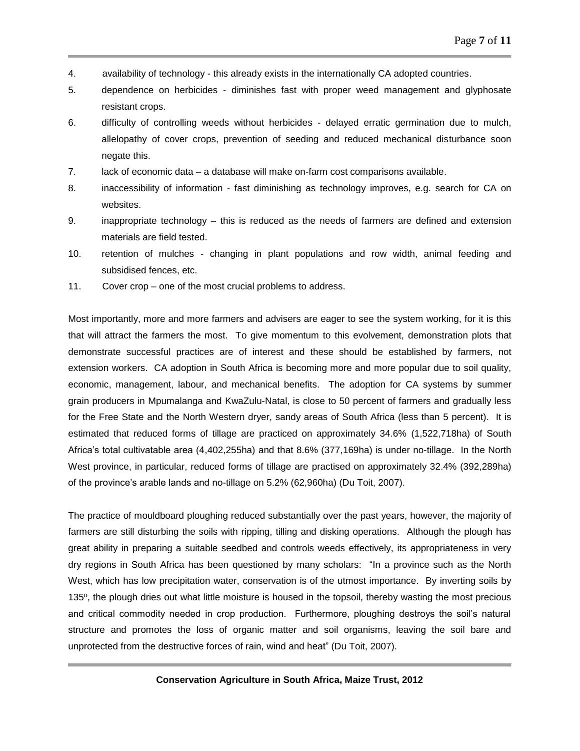4. availability of technology - this already exists in the internationally CA adopted countries.
5. dependence on herbicides - diminishes fast with proper weed management and glyphosate resistant crops.
6. difficulty of controlling weeds without herbicides - delayed erratic germination due to mulch, allelopathy of cover crops, prevention of seeding and reduced mechanical disturbance soon negate this.
7. lack of economic data – a database will make on-farm cost comparisons available.
8. inaccessibility of information - fast diminishing as technology improves, e.g. search for CA on websites.
9. inappropriate technology – this is reduced as the needs of farmers are defined and extension materials are field tested.
10. retention of mulches - changing in plant populations and row width, animal feeding and subsidised fences, etc.
11. Cover crop – one of the most crucial problems to address.

Most importantly, more and more farmers and advisers are eager to see the system working, for it is this that will attract the farmers the most. To give momentum to this evolvement, demonstration plots that demonstrate successful practices are of interest and these should be established by farmers, not extension workers. CA adoption in South Africa is becoming more and more popular due to soil quality, economic, management, labour, and mechanical benefits. The adoption for CA systems by summer grain producers in Mpumalanga and KwaZulu-Natal, is close to 50 percent of farmers and gradually less for the Free State and the North Western dryer, sandy areas of South Africa (less than 5 percent). It is estimated that reduced forms of tillage are practiced on approximately 34.6% (1,522,718ha) of South Africa's total cultivatable area (4,402,255ha) and that 8.6% (377,169ha) is under no-tillage. In the North West province, in particular, reduced forms of tillage are practised on approximately 32.4% (392,289ha) of the province's arable lands and no-tillage on 5.2% (62,960ha) (Du Toit, 2007).

The practice of mouldboard ploughing reduced substantially over the past years, however, the majority of farmers are still disturbing the soils with ripping, tilling and disking operations. Although the plough has great ability in preparing a suitable seedbed and controls weeds effectively, its appropriateness in very dry regions in South Africa has been questioned by many scholars: "In a province such as the North West, which has low precipitation water, conservation is of the utmost importance. By inverting soils by 135º, the plough dries out what little moisture is housed in the topsoil, thereby wasting the most precious and critical commodity needed in crop production. Furthermore, ploughing destroys the soil's natural structure and promotes the loss of organic matter and soil organisms, leaving the soil bare and unprotected from the destructive forces of rain, wind and heat" (Du Toit, 2007).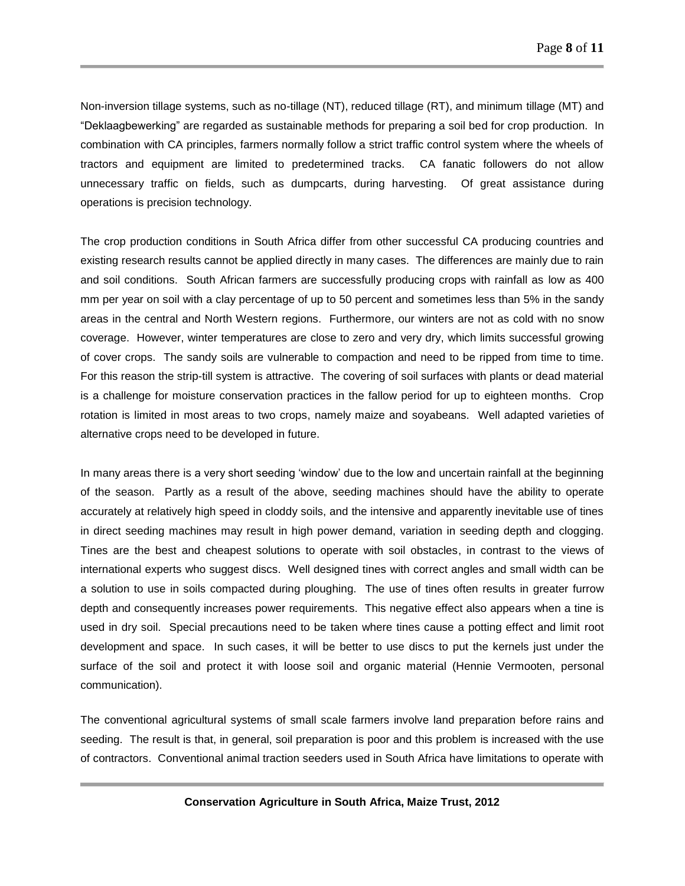Non-inversion tillage systems, such as no-tillage (NT), reduced tillage (RT), and minimum tillage (MT) and "Deklaagbewerking" are regarded as sustainable methods for preparing a soil bed for crop production. In combination with CA principles, farmers normally follow a strict traffic control system where the wheels of tractors and equipment are limited to predetermined tracks. CA fanatic followers do not allow unnecessary traffic on fields, such as dumpcarts, during harvesting. Of great assistance during operations is precision technology.

The crop production conditions in South Africa differ from other successful CA producing countries and existing research results cannot be applied directly in many cases. The differences are mainly due to rain and soil conditions. South African farmers are successfully producing crops with rainfall as low as 400 mm per year on soil with a clay percentage of up to 50 percent and sometimes less than 5% in the sandy areas in the central and North Western regions. Furthermore, our winters are not as cold with no snow coverage. However, winter temperatures are close to zero and very dry, which limits successful growing of cover crops. The sandy soils are vulnerable to compaction and need to be ripped from time to time. For this reason the strip-till system is attractive. The covering of soil surfaces with plants or dead material is a challenge for moisture conservation practices in the fallow period for up to eighteen months. Crop rotation is limited in most areas to two crops, namely maize and soyabeans. Well adapted varieties of alternative crops need to be developed in future.

In many areas there is a very short seeding 'window' due to the low and uncertain rainfall at the beginning of the season. Partly as a result of the above, seeding machines should have the ability to operate accurately at relatively high speed in cloddy soils, and the intensive and apparently inevitable use of tines in direct seeding machines may result in high power demand, variation in seeding depth and clogging. Tines are the best and cheapest solutions to operate with soil obstacles, in contrast to the views of international experts who suggest discs. Well designed tines with correct angles and small width can be a solution to use in soils compacted during ploughing. The use of tines often results in greater furrow depth and consequently increases power requirements. This negative effect also appears when a tine is used in dry soil. Special precautions need to be taken where tines cause a potting effect and limit root development and space. In such cases, it will be better to use discs to put the kernels just under the surface of the soil and protect it with loose soil and organic material (Hennie Vermooten, personal communication).

The conventional agricultural systems of small scale farmers involve land preparation before rains and seeding. The result is that, in general, soil preparation is poor and this problem is increased with the use of contractors. Conventional animal traction seeders used in South Africa have limitations to operate with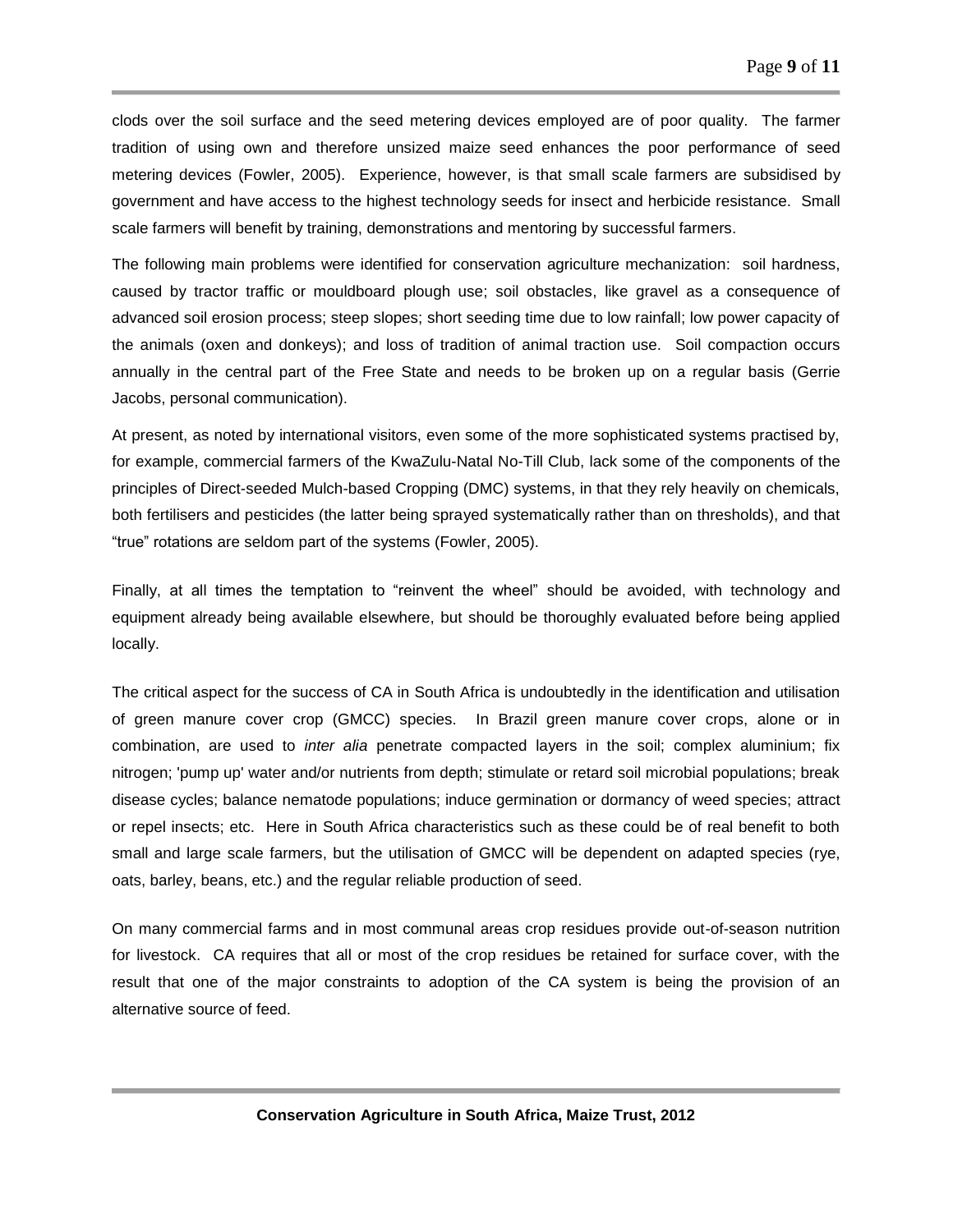clods over the soil surface and the seed metering devices employed are of poor quality. The farmer tradition of using own and therefore unsized maize seed enhances the poor performance of seed metering devices (Fowler, 2005). Experience, however, is that small scale farmers are subsidised by government and have access to the highest technology seeds for insect and herbicide resistance. Small scale farmers will benefit by training, demonstrations and mentoring by successful farmers.

The following main problems were identified for conservation agriculture mechanization: soil hardness, caused by tractor traffic or mouldboard plough use; soil obstacles, like gravel as a consequence of advanced soil erosion process; steep slopes; short seeding time due to low rainfall; low power capacity of the animals (oxen and donkeys); and loss of tradition of animal traction use. Soil compaction occurs annually in the central part of the Free State and needs to be broken up on a regular basis (Gerrie Jacobs, personal communication).

At present, as noted by international visitors, even some of the more sophisticated systems practised by, for example, commercial farmers of the KwaZulu-Natal No-Till Club, lack some of the components of the principles of Direct-seeded Mulch-based Cropping (DMC) systems, in that they rely heavily on chemicals, both fertilisers and pesticides (the latter being sprayed systematically rather than on thresholds), and that "true" rotations are seldom part of the systems (Fowler, 2005).

Finally, at all times the temptation to "reinvent the wheel" should be avoided, with technology and equipment already being available elsewhere, but should be thoroughly evaluated before being applied locally.

The critical aspect for the success of CA in South Africa is undoubtedly in the identification and utilisation of green manure cover crop (GMCC) species. In Brazil green manure cover crops, alone or in combination, are used to *inter alia* penetrate compacted layers in the soil; complex aluminium; fix nitrogen; 'pump up' water and/or nutrients from depth; stimulate or retard soil microbial populations; break disease cycles; balance nematode populations; induce germination or dormancy of weed species; attract or repel insects; etc. Here in South Africa characteristics such as these could be of real benefit to both small and large scale farmers, but the utilisation of GMCC will be dependent on adapted species (rye, oats, barley, beans, etc.) and the regular reliable production of seed.

On many commercial farms and in most communal areas crop residues provide out-of-season nutrition for livestock. CA requires that all or most of the crop residues be retained for surface cover, with the result that one of the major constraints to adoption of the CA system is being the provision of an alternative source of feed.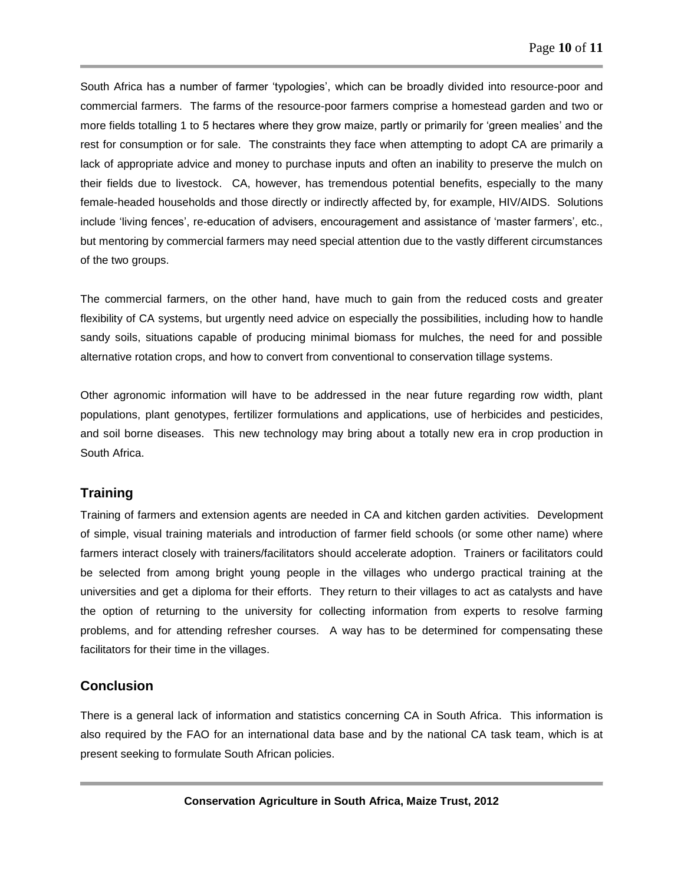South Africa has a number of farmer 'typologies', which can be broadly divided into resource-poor and commercial farmers. The farms of the resource-poor farmers comprise a homestead garden and two or more fields totalling 1 to 5 hectares where they grow maize, partly or primarily for 'green mealies' and the rest for consumption or for sale. The constraints they face when attempting to adopt CA are primarily a lack of appropriate advice and money to purchase inputs and often an inability to preserve the mulch on their fields due to livestock. CA, however, has tremendous potential benefits, especially to the many female-headed households and those directly or indirectly affected by, for example, HIV/AIDS. Solutions include 'living fences', re-education of advisers, encouragement and assistance of 'master farmers', etc., but mentoring by commercial farmers may need special attention due to the vastly different circumstances of the two groups.

The commercial farmers, on the other hand, have much to gain from the reduced costs and greater flexibility of CA systems, but urgently need advice on especially the possibilities, including how to handle sandy soils, situations capable of producing minimal biomass for mulches, the need for and possible alternative rotation crops, and how to convert from conventional to conservation tillage systems.

Other agronomic information will have to be addressed in the near future regarding row width, plant populations, plant genotypes, fertilizer formulations and applications, use of herbicides and pesticides, and soil borne diseases. This new technology may bring about a totally new era in crop production in South Africa.

## Training

Training of farmers and extension agents are needed in CA and kitchen garden activities. Development of simple, visual training materials and introduction of farmer field schools (or some other name) where farmers interact closely with trainers/facilitators should accelerate adoption. Trainers or facilitators could be selected from among bright young people in the villages who undergo practical training at the universities and get a diploma for their efforts. They return to their villages to act as catalysts and have the option of returning to the university for collecting information from experts to resolve farming problems, and for attending refresher courses. A way has to be determined for compensating these facilitators for their time in the villages.

## Conclusion

There is a general lack of information and statistics concerning CA in South Africa. This information is also required by the FAO for an international data base and by the national CA task team, which is at present seeking to formulate South African policies.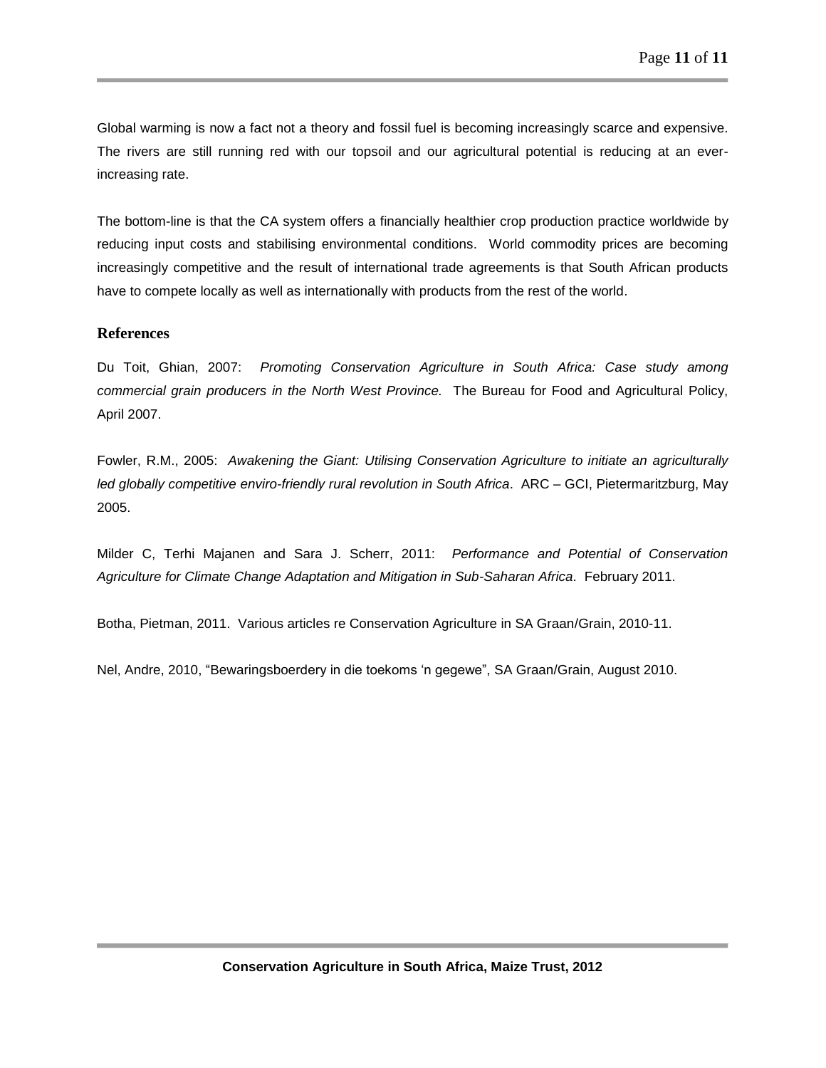Global warming is now a fact not a theory and fossil fuel is becoming increasingly scarce and expensive. The rivers are still running red with our topsoil and our agricultural potential is reducing at an ever-increasing rate.

The bottom-line is that the CA system offers a financially healthier crop production practice worldwide by reducing input costs and stabilising environmental conditions. World commodity prices are becoming increasingly competitive and the result of international trade agreements is that South African products have to compete locally as well as internationally with products from the rest of the world.

## References

Du Toit, Ghian, 2007: *Promoting Conservation Agriculture in South Africa: Case study among commercial grain producers in the North West Province.* The Bureau for Food and Agricultural Policy, April 2007.

Fowler, R.M., 2005: *Awakening the Giant: Utilising Conservation Agriculture to initiate an agriculturally led globally competitive enviro-friendly rural revolution in South Africa*. ARC – GCI, Pietermaritzburg, May 2005.

Milder C, Terhi Majanen and Sara J. Scherr, 2011: *Performance and Potential of Conservation Agriculture for Climate Change Adaptation and Mitigation in Sub-Saharan Africa*. February 2011.

Botha, Pietman, 2011. Various articles re Conservation Agriculture in SA Graan/Grain, 2010-11.

Nel, Andre, 2010, "Bewaringsboerdery in die toekoms 'n gegewe", SA Graan/Grain, August 2010.